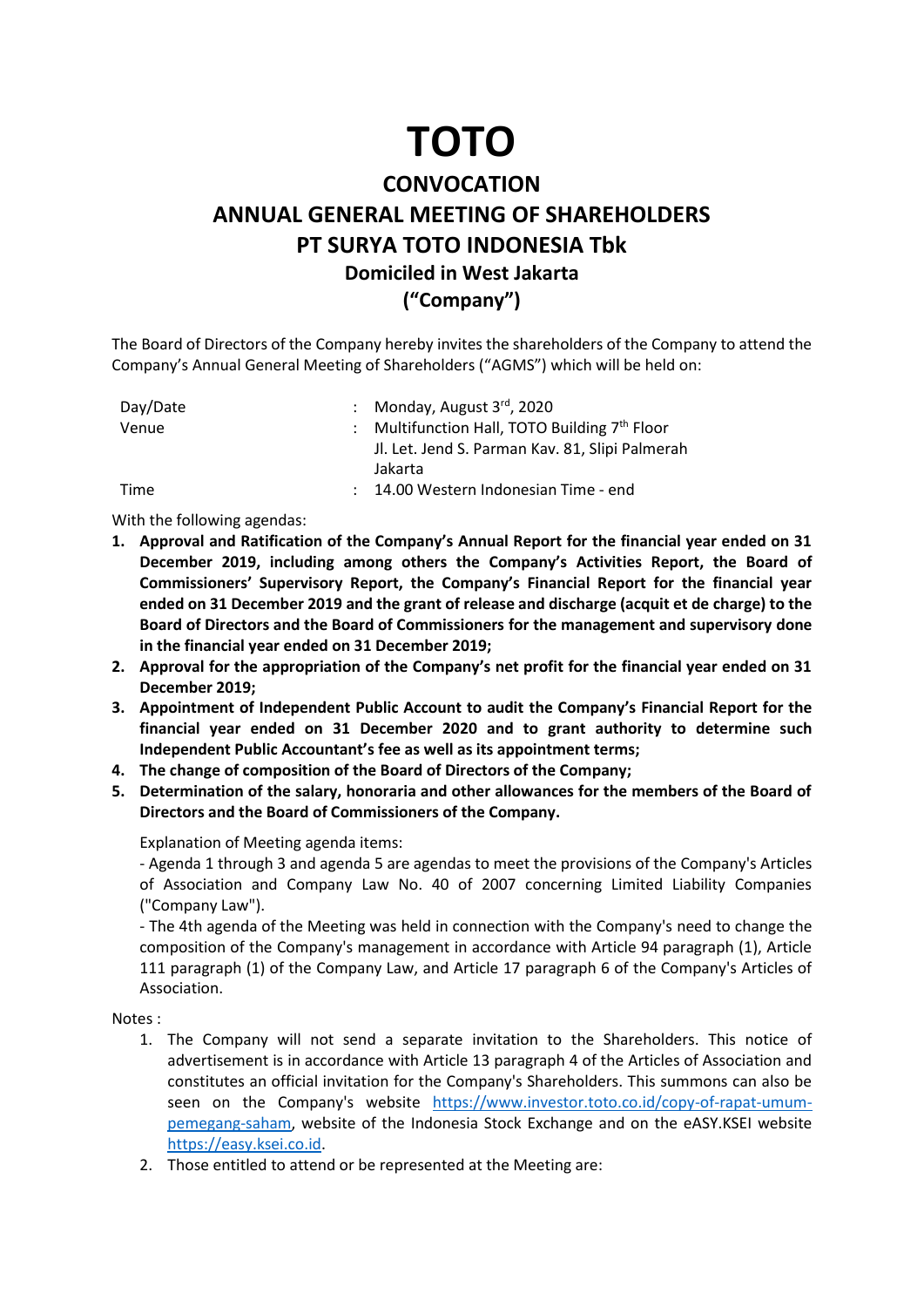# TOTO

## CONVOCATION
## ANNUAL GENERAL MEETING OF SHAREHOLDERS
## PT SURYA TOTO INDONESIA Tbk
### Domiciled in West Jakarta
### ("Company")

The Board of Directors of the Company hereby invites the shareholders of the Company to attend the Company's Annual General Meeting of Shareholders ("AGMS") which will be held on:

| | | |
|---|---|---|
| Day/Date | : | Monday, August 3rd, 2020 |
| Venue | : | Multifunction Hall, TOTO Building 7th Floor<br>Jl. Let. Jend S. Parman Kav. 81, Slipi Palmerah Jakarta |
| Time | : | 14.00 Western Indonesian Time - end |

With the following agendas:

1. **Approval and Ratification of the Company's Annual Report for the financial year ended on 31 December 2019, including among others the Company's Activities Report, the Board of Commissioners' Supervisory Report, the Company's Financial Report for the financial year ended on 31 December 2019 and the grant of release and discharge (acquit et de charge) to the Board of Directors and the Board of Commissioners for the management and supervisory done in the financial year ended on 31 December 2019;**
2. **Approval for the appropriation of the Company's net profit for the financial year ended on 31 December 2019;**
3. **Appointment of Independent Public Account to audit the Company's Financial Report for the financial year ended on 31 December 2020 and to grant authority to determine such Independent Public Accountant's fee as well as its appointment terms;**
4. **The change of composition of the Board of Directors of the Company;**
5. **Determination of the salary, honoraria and other allowances for the members of the Board of Directors and the Board of Commissioners of the Company.**

Explanation of Meeting agenda items:

- Agenda 1 through 3 and agenda 5 are agendas to meet the provisions of the Company's Articles of Association and Company Law No. 40 of 2007 concerning Limited Liability Companies ("Company Law").
- The 4th agenda of the Meeting was held in connection with the Company's need to change the composition of the Company's management in accordance with Article 94 paragraph (1), Article 111 paragraph (1) of the Company Law, and Article 17 paragraph 6 of the Company's Articles of Association.

Notes :

1. The Company will not send a separate invitation to the Shareholders. This notice of advertisement is in accordance with Article 13 paragraph 4 of the Articles of Association and constitutes an official invitation for the Company's Shareholders. This summons can also be seen on the Company's website [https://www.investor.toto.co.id/copy-of-rapat-umum-pemegang-saham](https://www.investor.toto.co.id/copy-of-rapat-umum-pemegang-saham), website of the Indonesia Stock Exchange and on the eASY.KSEI website [https://easy.ksei.co.id](https://easy.ksei.co.id).
2. Those entitled to attend or be represented at the Meeting are: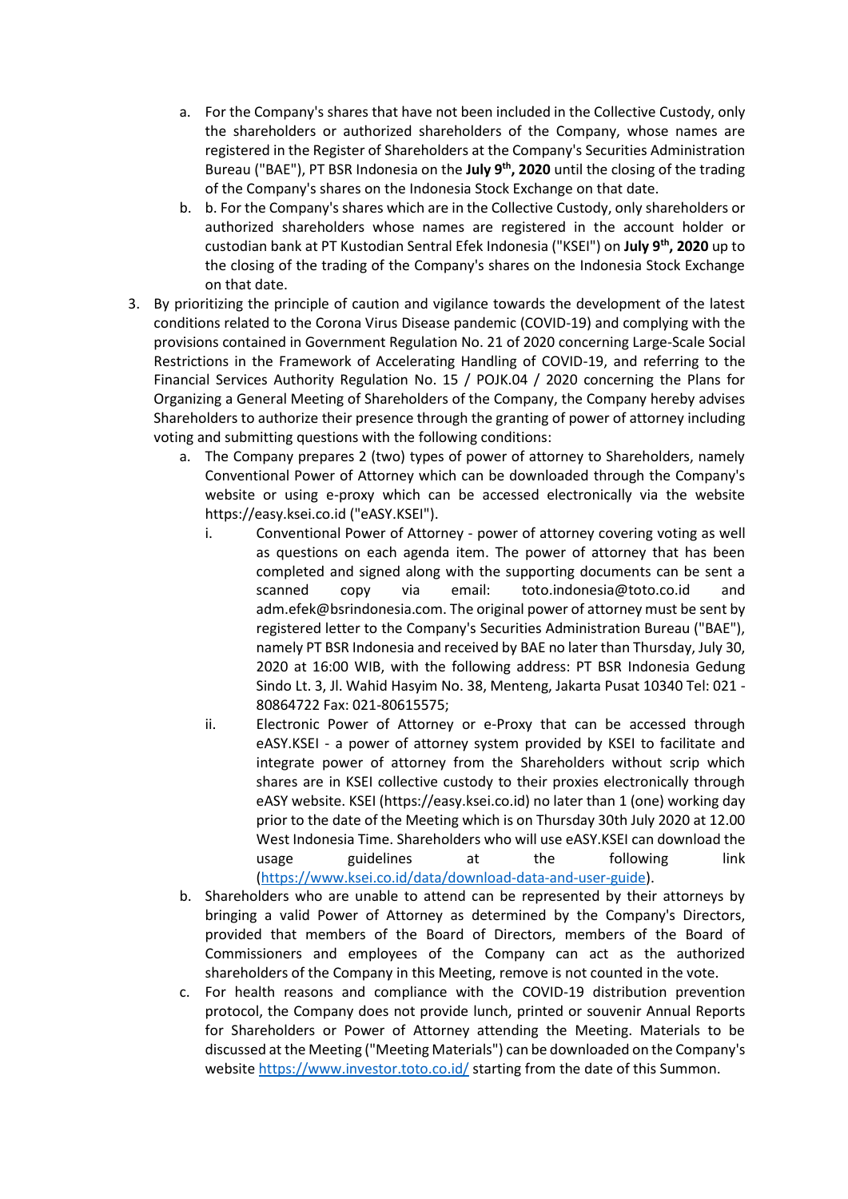a. For the Company's shares that have not been included in the Collective Custody, only the shareholders or authorized shareholders of the Company, whose names are registered in the Register of Shareholders at the Company's Securities Administration Bureau ("BAE"), PT BSR Indonesia on the **July 9th, 2020** until the closing of the trading of the Company's shares on the Indonesia Stock Exchange on that date.
   b. b. For the Company's shares which are in the Collective Custody, only shareholders or authorized shareholders whose names are registered in the account holder or custodian bank at PT Kustodian Sentral Efek Indonesia ("KSEI") on **July 9th, 2020** up to the closing of the trading of the Company's shares on the Indonesia Stock Exchange on that date.
3. By prioritizing the principle of caution and vigilance towards the development of the latest conditions related to the Corona Virus Disease pandemic (COVID-19) and complying with the provisions contained in Government Regulation No. 21 of 2020 concerning Large-Scale Social Restrictions in the Framework of Accelerating Handling of COVID-19, and referring to the Financial Services Authority Regulation No. 15 / POJK.04 / 2020 concerning the Plans for Organizing a General Meeting of Shareholders of the Company, the Company hereby advises Shareholders to authorize their presence through the granting of power of attorney including voting and submitting questions with the following conditions:
   a. The Company prepares 2 (two) types of power of attorney to Shareholders, namely Conventional Power of Attorney which can be downloaded through the Company's website or using e-proxy which can be accessed electronically via the website https://easy.ksei.co.id ("eASY.KSEI").
      i. Conventional Power of Attorney - power of attorney covering voting as well as questions on each agenda item. The power of attorney that has been completed and signed along with the supporting documents can be sent a scanned copy via email: toto.indonesia@toto.co.id and adm.efek@bsrindonesia.com. The original power of attorney must be sent by registered letter to the Company's Securities Administration Bureau ("BAE"), namely PT BSR Indonesia and received by BAE no later than Thursday, July 30, 2020 at 16:00 WIB, with the following address: PT BSR Indonesia Gedung Sindo Lt. 3, Jl. Wahid Hasyim No. 38, Menteng, Jakarta Pusat 10340 Tel: 021 - 80864722 Fax: 021-80615575;
      ii. Electronic Power of Attorney or e-Proxy that can be accessed through eASY.KSEI - a power of attorney system provided by KSEI to facilitate and integrate power of attorney from the Shareholders without scrip which shares are in KSEI collective custody to their proxies electronically through eASY website. KSEI (https://easy.ksei.co.id) no later than 1 (one) working day prior to the date of the Meeting which is on Thursday 30th July 2020 at 12.00 West Indonesia Time. Shareholders who will use eASY.KSEI can download the usage guidelines at the following link (https://www.ksei.co.id/data/download-data-and-user-guide).
   b. Shareholders who are unable to attend can be represented by their attorneys by bringing a valid Power of Attorney as determined by the Company's Directors, provided that members of the Board of Directors, members of the Board of Commissioners and employees of the Company can act as the authorized shareholders of the Company in this Meeting, remove is not counted in the vote.
   c. For health reasons and compliance with the COVID-19 distribution prevention protocol, the Company does not provide lunch, printed or souvenir Annual Reports for Shareholders or Power of Attorney attending the Meeting. Materials to be discussed at the Meeting ("Meeting Materials") can be downloaded on the Company's website https://www.investor.toto.co.id/ starting from the date of this Summon.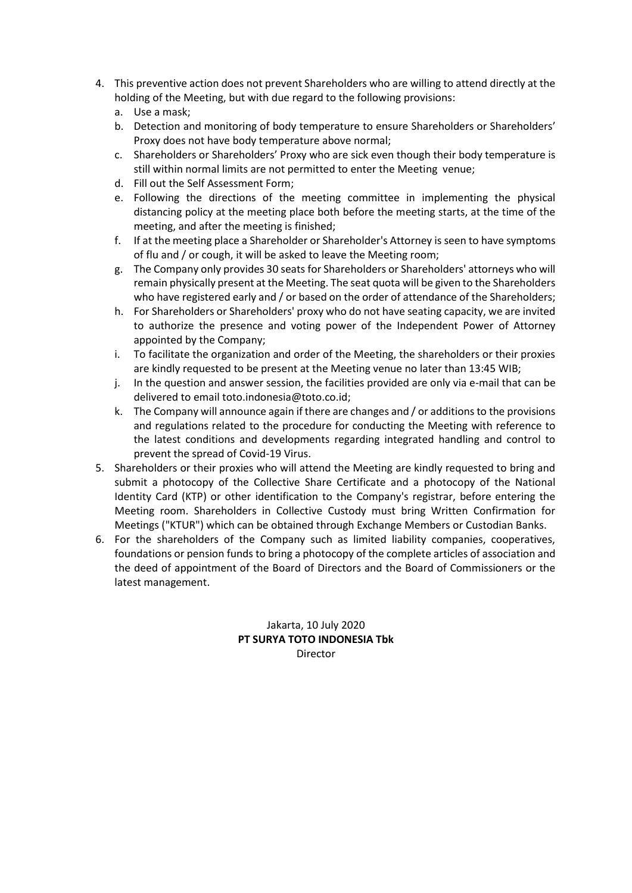4. This preventive action does not prevent Shareholders who are willing to attend directly at the holding of the Meeting, but with due regard to the following provisions:
   a. Use a mask;
   b. Detection and monitoring of body temperature to ensure Shareholders or Shareholders' Proxy does not have body temperature above normal;
   c. Shareholders or Shareholders' Proxy who are sick even though their body temperature is still within normal limits are not permitted to enter the Meeting venue;
   d. Fill out the Self Assessment Form;
   e. Following the directions of the meeting committee in implementing the physical distancing policy at the meeting place both before the meeting starts, at the time of the meeting, and after the meeting is finished;
   f. If at the meeting place a Shareholder or Shareholder's Attorney is seen to have symptoms of flu and / or cough, it will be asked to leave the Meeting room;
   g. The Company only provides 30 seats for Shareholders or Shareholders' attorneys who will remain physically present at the Meeting. The seat quota will be given to the Shareholders who have registered early and / or based on the order of attendance of the Shareholders;
   h. For Shareholders or Shareholders' proxy who do not have seating capacity, we are invited to authorize the presence and voting power of the Independent Power of Attorney appointed by the Company;
   i. To facilitate the organization and order of the Meeting, the shareholders or their proxies are kindly requested to be present at the Meeting venue no later than 13:45 WIB;
   j. In the question and answer session, the facilities provided are only via e-mail that can be delivered to email toto.indonesia@toto.co.id;
   k. The Company will announce again if there are changes and / or additions to the provisions and regulations related to the procedure for conducting the Meeting with reference to the latest conditions and developments regarding integrated handling and control to prevent the spread of Covid-19 Virus.
5. Shareholders or their proxies who will attend the Meeting are kindly requested to bring and submit a photocopy of the Collective Share Certificate and a photocopy of the National Identity Card (KTP) or other identification to the Company's registrar, before entering the Meeting room. Shareholders in Collective Custody must bring Written Confirmation for Meetings ("KTUR") which can be obtained through Exchange Members or Custodian Banks.
6. For the shareholders of the Company such as limited liability companies, cooperatives, foundations or pension funds to bring a photocopy of the complete articles of association and the deed of appointment of the Board of Directors and the Board of Commissioners or the latest management.

Jakarta, 10 July 2020
**PT SURYA TOTO INDONESIA Tbk**
Director